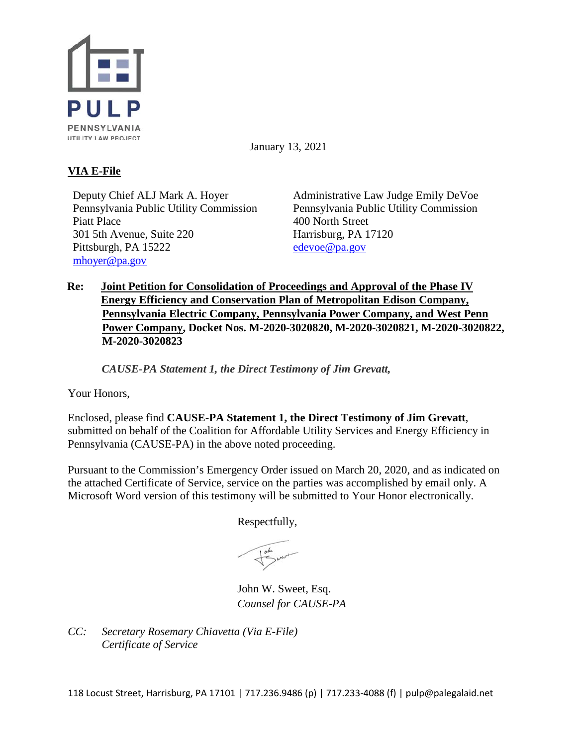PULP
PENNSYLVANIA
UTILITY LAW PROJECT

January 13, 2021

**VIA E-File**

Deputy Chief ALJ Mark A. Hoyer
Pennsylvania Public Utility Commission
Piatt Place
301 5th Avenue, Suite 220
Pittsburgh, PA 15222
mhoyer@pa.gov

Administrative Law Judge Emily DeVoe
Pennsylvania Public Utility Commission
400 North Street
Harrisburg, PA 17120
edevoe@pa.gov

**Re: Joint Petition for Consolidation of Proceedings and Approval of the Phase IV Energy Efficiency and Conservation Plan of Metropolitan Edison Company, Pennsylvania Electric Company, Pennsylvania Power Company, and West Penn Power Company, Docket Nos. M-2020-3020820, M-2020-3020821, M-2020-3020822, M-2020-3020823**

***CAUSE-PA Statement 1, the Direct Testimony of Jim Grevatt,***

Your Honors,

Enclosed, please find **CAUSE-PA Statement 1, the Direct Testimony of Jim Grevatt**, submitted on behalf of the Coalition for Affordable Utility Services and Energy Efficiency in Pennsylvania (CAUSE-PA) in the above noted proceeding.

Pursuant to the Commission's Emergency Order issued on March 20, 2020, and as indicated on the attached Certificate of Service, service on the parties was accomplished by email only. A Microsoft Word version of this testimony will be submitted to Your Honor electronically.

Respectfully,

John W. Sweet, Esq.
*Counsel for CAUSE-PA*

*CC: Secretary Rosemary Chiavetta (Via E-File)*
*Certificate of Service*

118 Locust Street, Harrisburg, PA 17101 | 717.236.9486 (p) | 717.233-4088 (f) | pulp@palegalaid.net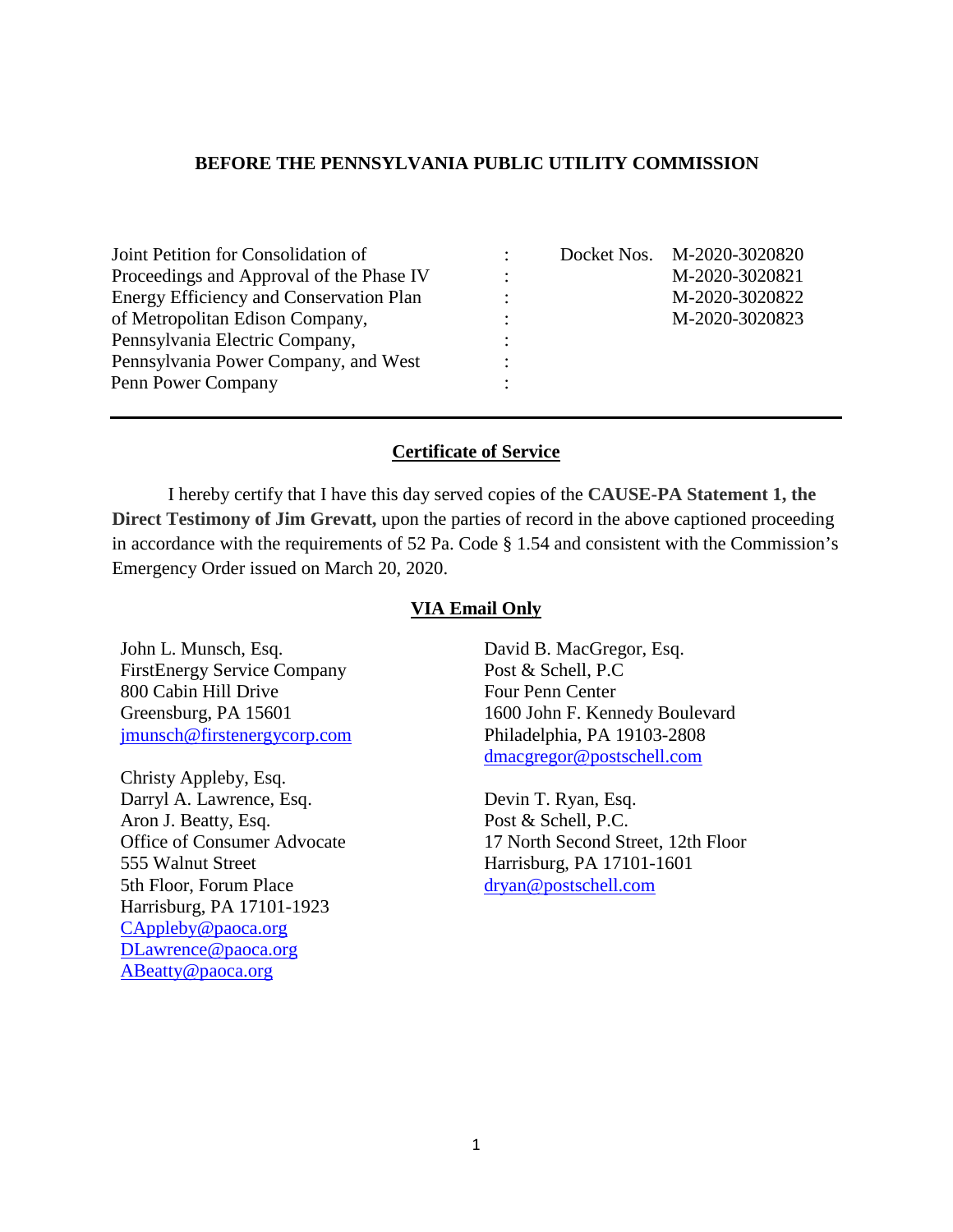**BEFORE THE PENNSYLVANIA PUBLIC UTILITY COMMISSION**

| | | |
|---|---|---|
| Joint Petition for Consolidation of Proceedings and Approval of the Phase IV Energy Efficiency and Conservation Plan of Metropolitan Edison Company, Pennsylvania Electric Company, Pennsylvania Power Company, and West Penn Power Company | : | Docket Nos. M-2020-3020820<br>M-2020-3020821<br>M-2020-3020822<br>M-2020-3020823 |

---

**Certificate of Service**

I hereby certify that I have this day served copies of the **CAUSE-PA Statement 1, the Direct Testimony of Jim Grevatt,** upon the parties of record in the above captioned proceeding in accordance with the requirements of 52 Pa. Code § 1.54 and consistent with the Commission's Emergency Order issued on March 20, 2020.

**VIA Email Only**

John L. Munsch, Esq.
FirstEnergy Service Company
800 Cabin Hill Drive
Greensburg, PA 15601
jmunsch@firstenergycorp.com

Christy Appleby, Esq.
Darryl A. Lawrence, Esq.
Aron J. Beatty, Esq.
Office of Consumer Advocate
555 Walnut Street
5th Floor, Forum Place
Harrisburg, PA 17101-1923
CAppleby@paoca.org
DLawrence@paoca.org
ABeatty@paoca.org

David B. MacGregor, Esq.
Post & Schell, P.C
Four Penn Center
1600 John F. Kennedy Boulevard
Philadelphia, PA 19103-2808
dmacgregor@postschell.com

Devin T. Ryan, Esq.
Post & Schell, P.C.
17 North Second Street, 12th Floor
Harrisburg, PA 17101-1601
dryan@postschell.com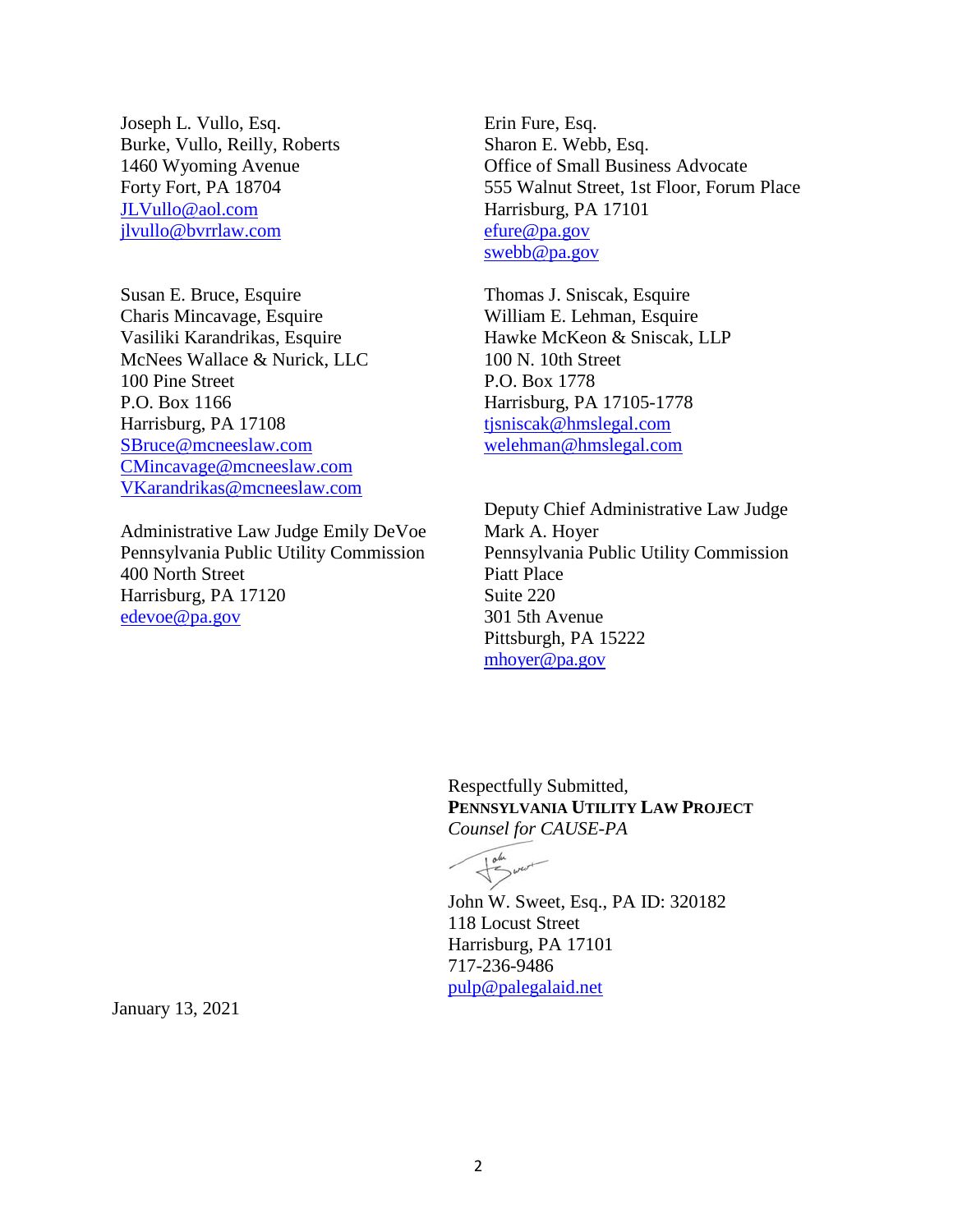Joseph L. Vullo, Esq.
Burke, Vullo, Reilly, Roberts
1460 Wyoming Avenue
Forty Fort, PA 18704
JLVullo@aol.com
jlvullo@bvrrlaw.com

Erin Fure, Esq.
Sharon E. Webb, Esq.
Office of Small Business Advocate
555 Walnut Street, 1st Floor, Forum Place
Harrisburg, PA 17101
efure@pa.gov
swebb@pa.gov

Susan E. Bruce, Esquire
Charis Mincavage, Esquire
Vasiliki Karandrikas, Esquire
McNees Wallace & Nurick, LLC
100 Pine Street
P.O. Box 1166
Harrisburg, PA 17108
SBruce@mcneeslaw.com
CMincavage@mcneeslaw.com
VKarandrikas@mcneeslaw.com

Thomas J. Sniscak, Esquire
William E. Lehman, Esquire
Hawke McKeon & Sniscak, LLP
100 N. 10th Street
P.O. Box 1778
Harrisburg, PA 17105-1778
tjsniscak@hmslegal.com
welehman@hmslegal.com

Administrative Law Judge Emily DeVoe
Pennsylvania Public Utility Commission
400 North Street
Harrisburg, PA 17120
edevoe@pa.gov

Deputy Chief Administrative Law Judge
Mark A. Hoyer
Pennsylvania Public Utility Commission
Piatt Place
Suite 220
301 5th Avenue
Pittsburgh, PA 15222
mhoyer@pa.gov

Respectfully Submitted,
**PENNSYLVANIA UTILITY LAW PROJECT**
*Counsel for CAUSE-PA*

John W. Sweet, Esq., PA ID: 320182
118 Locust Street
Harrisburg, PA 17101
717-236-9486
pulp@palegalaid.net

January 13, 2021